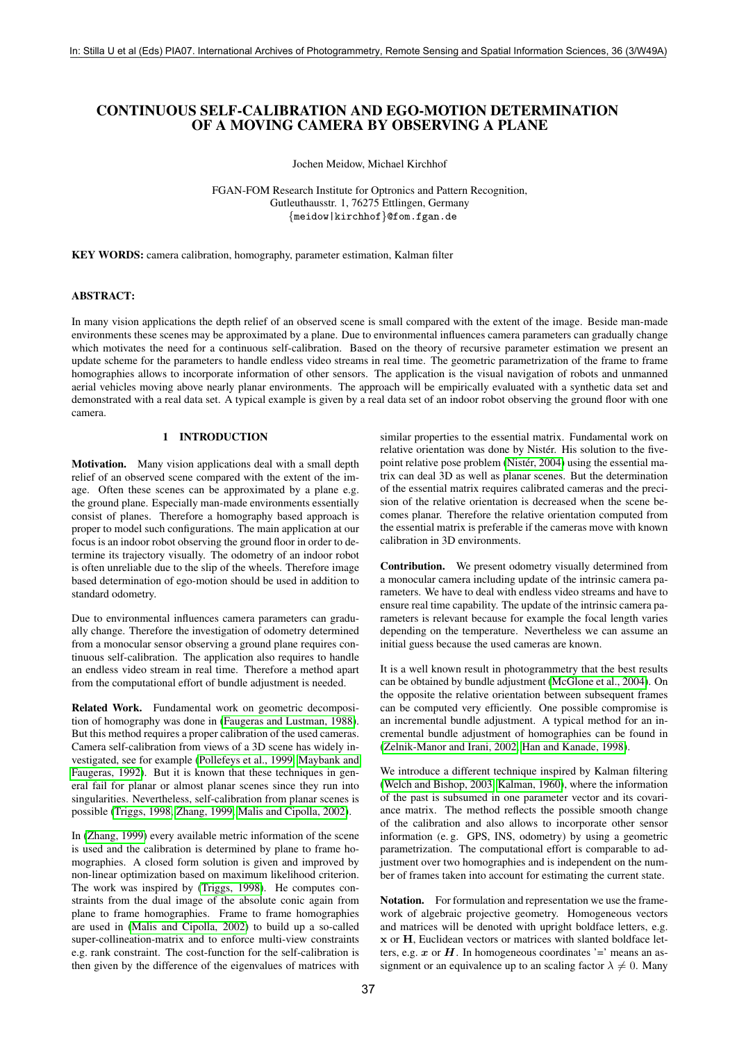# CONTINUOUS SELF-CALIBRATION AND EGO-MOTION DETERMINATION OF A MOVING CAMERA BY OBSERVING A PLANE

Jochen Meidow, Michael Kirchhof

FGAN-FOM Research Institute for Optronics and Pattern Recognition,
Gutleuthausstr. 1, 76275 Ettlingen, Germany
{meidow|kirchhof}@fom.fgan.de

**KEY WORDS:** camera calibration, homography, parameter estimation, Kalman filter

## ABSTRACT:

In many vision applications the depth relief of an observed scene is small compared with the extent of the image. Beside man-made environments these scenes may be approximated by a plane. Due to environmental influences camera parameters can gradually change which motivates the need for a continuous self-calibration. Based on the theory of recursive parameter estimation we present an update scheme for the parameters to handle endless video streams in real time. The geometric parametrization of the frame to frame homographies allows to incorporate information of other sensors. The application is the visual navigation of robots and unmanned aerial vehicles moving above nearly planar environments. The approach will be empirically evaluated with a synthetic data set and demonstrated with a real data set. A typical example is given by a real data set of an indoor robot observing the ground floor with one camera.

## 1 INTRODUCTION

**Motivation.** Many vision applications deal with a small depth relief of an observed scene compared with the extent of the image. Often these scenes can be approximated by a plane e.g. the ground plane. Especially man-made environments essentially consist of planes. Therefore a homography based approach is proper to model such configurations. The main application at our focus is an indoor robot observing the ground floor in order to determine its trajectory visually. The odometry of an indoor robot is often unreliable due to the slip of the wheels. Therefore image based determination of ego-motion should be used in addition to standard odometry.

Due to environmental influences camera parameters can gradually change. Therefore the investigation of odometry determined from a monocular sensor observing a ground plane requires continuous self-calibration. The application also requires to handle an endless video stream in real time. Therefore a method apart from the computational effort of bundle adjustment is needed.

**Related Work.** Fundamental work on geometric decomposition of homography was done in (Faugeras and Lustman, 1988). But this method requires a proper calibration of the used cameras. Camera self-calibration from views of a 3D scene has widely investigated, see for example (Pollefeys et al., 1999, Maybank and Faugeras, 1992). But it is known that these techniques in general fail for planar or almost planar scenes since they run into singularities. Nevertheless, self-calibration from planar scenes is possible (Triggs, 1998, Zhang, 1999, Malis and Cipolla, 2002).

In (Zhang, 1999) every available metric information of the scene is used and the calibration is determined by plane to frame homographies. A closed form solution is given and improved by non-linear optimization based on maximum likelihood criterion. The work was inspired by (Triggs, 1998). He computes constraints from the dual image of the absolute conic again from plane to frame homographies. Frame to frame homographies are used in (Malis and Cipolla, 2002) to build up a so-called super-collineation-matrix and to enforce multi-view constraints e.g. rank constraint. The cost-function for the self-calibration is then given by the difference of the eigenvalues of matrices with similar properties to the essential matrix. Fundamental work on relative orientation was done by Nistér. His solution to the five-point relative pose problem (Nistér, 2004) using the essential matrix can deal 3D as well as planar scenes. But the determination of the essential matrix requires calibrated cameras and the precision of the relative orientation is decreased when the scene becomes planar. Therefore the relative orientation computed from the essential matrix is preferable if the cameras move with known calibration in 3D environments.

**Contribution.** We present odometry visually determined from a monocular camera including update of the intrinsic camera parameters. We have to deal with endless video streams and have to ensure real time capability. The update of the intrinsic camera parameters is relevant because for example the focal length varies depending on the temperature. Nevertheless we can assume an initial guess because the used cameras are known.

It is a well known result in photogrammetry that the best results can be obtained by bundle adjustment (McGlone et al., 2004). On the opposite the relative orientation between subsequent frames can be computed very efficiently. One possible compromise is an incremental bundle adjustment. A typical method for an incremental bundle adjustment of homographies can be found in (Zelnik-Manor and Irani, 2002, Han and Kanade, 1998).

We introduce a different technique inspired by Kalman filtering (Welch and Bishop, 2003, Kalman, 1960), where the information of the past is subsumed in one parameter vector and its covariance matrix. The method reflects the possible smooth change of the calibration and also allows to incorporate other sensor information (e. g. GPS, INS, odometry) by using a geometric parametrization. The computational effort is comparable to adjustment over two homographies and is independent on the number of frames taken into account for estimating the current state.

**Notation.** For formulation and representation we use the framework of algebraic projective geometry. Homogeneous vectors and matrices will be denoted with upright boldface letters, e.g. $\mathbf{x}$ or $\mathbf{H}$, Euclidean vectors or matrices with slanted boldface letters, e.g. $\boldsymbol{x}$ or $\boldsymbol{H}$. In homogeneous coordinates '=' means an assignment or an equivalence up to an scaling factor $\lambda \neq 0$. Many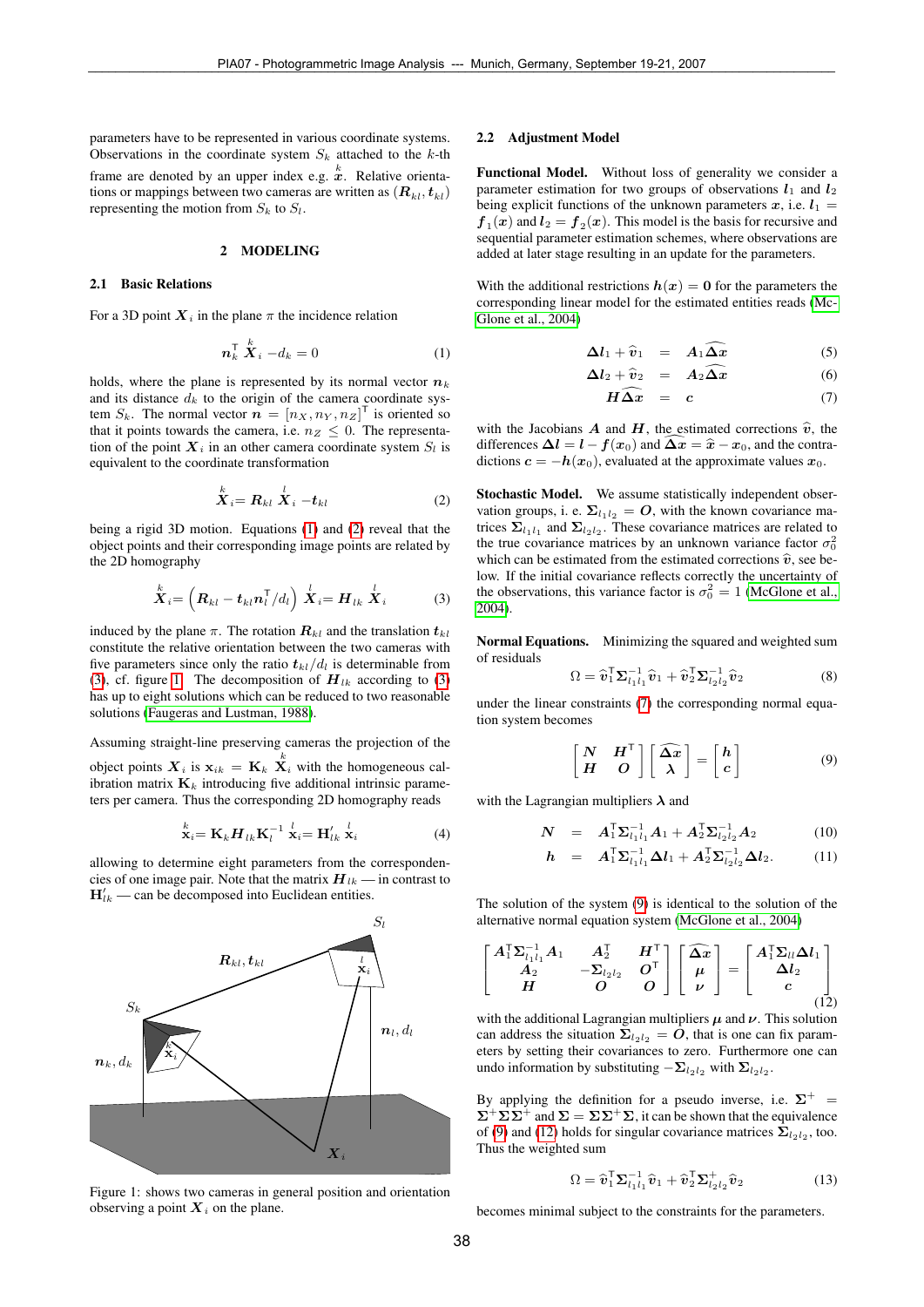parameters have to be represented in various coordinate systems. Observations in the coordinate system $S_k$ attached to the $k$-th frame are denoted by an upper index e.g. $\overset{k}{x}$. Relative orientations or mappings between two cameras are written as $(\boldsymbol{R}_{kl}, \boldsymbol{t}_{kl})$ representing the motion from $S_k$ to $S_l$.

## 2 MODELING

### 2.1 Basic Relations

For a 3D point $\boldsymbol{X}_i$ in the plane $\pi$ the incidence relation

$$\boldsymbol{n}_k^\mathsf{T} \overset{k}{\boldsymbol{X}}_i - d_k = 0 \tag{1}$$

holds, where the plane is represented by its normal vector $\boldsymbol{n}_k$ and its distance $d_k$ to the origin of the camera coordinate system $S_k$. The normal vector $\boldsymbol{n} = [n_X, n_Y, n_Z]^\mathsf{T}$ is oriented so that it points towards the camera, i.e. $n_Z \leq 0$. The representation of the point $\boldsymbol{X}_i$ in an other camera coordinate system $S_l$ is equivalent to the coordinate transformation

$$\overset{k}{\boldsymbol{X}}_i = \boldsymbol{R}_{kl} \overset{l}{\boldsymbol{X}}_i - \boldsymbol{t}_{kl} \tag{2}$$

being a rigid 3D motion. Equations (1) and (2) reveal that the object points and their corresponding image points are related by the 2D homography

$$\overset{k}{\boldsymbol{X}}_i = \left(\boldsymbol{R}_{kl} - \boldsymbol{t}_{kl}\boldsymbol{n}_l^\mathsf{T}/d_l\right) \overset{l}{\boldsymbol{X}}_i = \boldsymbol{H}_{lk} \overset{l}{\boldsymbol{X}}_i \tag{3}$$

induced by the plane $\pi$. The rotation $\boldsymbol{R}_{kl}$ and the translation $\boldsymbol{t}_{kl}$ constitute the relative orientation between the two cameras with five parameters since only the ratio $\boldsymbol{t}_{kl}/d_l$ is determinable from (3), cf. figure 1. The decomposition of $\boldsymbol{H}_{lk}$ according to (3) has up to eight solutions which can be reduced to two reasonable solutions (Faugeras and Lustman, 1988).

Assuming straight-line preserving cameras the projection of the object points $\boldsymbol{X}_i$ is $\mathbf{x}_{ik} = \mathbf{K}_k \overset{k}{\boldsymbol{X}}_i$ with the homogeneous calibration matrix $\mathbf{K}_k$ introducing five additional intrinsic parameters per camera. Thus the corresponding 2D homography reads

$$\overset{k}{\mathbf{x}}_i = \mathbf{K}_k \boldsymbol{H}_{lk} \mathbf{K}_l^{-1} \overset{l}{\mathbf{x}}_i = \mathbf{H}'_{lk} \overset{l}{\mathbf{x}}_i \tag{4}$$

allowing to determine eight parameters from the correspondencies of one image pair. Note that the matrix $\boldsymbol{H}_{lk}$ — in contrast to $\mathbf{H}'_{lk}$ — can be decomposed into Euclidean entities.

Figure 1: shows two cameras in general position and orientation observing a point $\boldsymbol{X}_i$ on the plane.

### 2.2 Adjustment Model

**Functional Model.** Without loss of generality we consider a parameter estimation for two groups of observations $\boldsymbol{l}_1$ and $\boldsymbol{l}_2$ being explicit functions of the unknown parameters $\boldsymbol{x}$, i.e. $\boldsymbol{l}_1 = \boldsymbol{f}_1(\boldsymbol{x})$ and $\boldsymbol{l}_2 = \boldsymbol{f}_2(\boldsymbol{x})$. This model is the basis for recursive and sequential parameter estimation schemes, where observations are added at later stage resulting in an update for the parameters.

With the additional restrictions $\boldsymbol{h}(\boldsymbol{x}) = \boldsymbol{0}$ for the parameters the corresponding linear model for the estimated entities reads (McGlone et al., 2004)

$$\Delta\boldsymbol{l}_1 + \widehat{\boldsymbol{v}}_1 = \boldsymbol{A}_1\widehat{\Delta\boldsymbol{x}} \tag{5}$$

$$\Delta\boldsymbol{l}_2 + \widehat{\boldsymbol{v}}_2 = \boldsymbol{A}_2\widehat{\Delta\boldsymbol{x}} \tag{6}$$

$$\boldsymbol{H}\widehat{\Delta\boldsymbol{x}} = \boldsymbol{c} \tag{7}$$

with the Jacobians $\boldsymbol{A}$ and $\boldsymbol{H}$, the estimated corrections $\widehat{\boldsymbol{v}}$, the differences $\Delta\boldsymbol{l} = \boldsymbol{l} - \boldsymbol{f}(\boldsymbol{x}_0)$ and $\widehat{\Delta\boldsymbol{x}} = \widehat{\boldsymbol{x}} - \boldsymbol{x}_0$, and the contradictions $\boldsymbol{c} = -\boldsymbol{h}(\boldsymbol{x}_0)$, evaluated at the approximate values $\boldsymbol{x}_0$.

**Stochastic Model.** We assume statistically independent observation groups, i. e. $\boldsymbol{\Sigma}_{l_1 l_2} = \boldsymbol{O}$, with the known covariance matrices $\boldsymbol{\Sigma}_{l_1 l_1}$ and $\boldsymbol{\Sigma}_{l_2 l_2}$. These covariance matrices are related to the true covariance matrices by an unknown variance factor $\sigma_0^2$ which can be estimated from the estimated corrections $\widehat{\boldsymbol{v}}$, see below. If the initial covariance reflects correctly the uncertainty of the observations, this variance factor is $\sigma_0^2 = 1$ (McGlone et al., 2004).

**Normal Equations.** Minimizing the squared and weighted sum of residuals

$$\Omega = \widehat{\boldsymbol{v}}_1^\mathsf{T}\boldsymbol{\Sigma}_{l_1 l_1}^{-1}\widehat{\boldsymbol{v}}_1 + \widehat{\boldsymbol{v}}_2^\mathsf{T}\boldsymbol{\Sigma}_{l_2 l_2}^{-1}\widehat{\boldsymbol{v}}_2 \tag{8}$$

under the linear constraints (7) the corresponding normal equation system becomes

$$\begin{bmatrix} \boldsymbol{N} & \boldsymbol{H}^\mathsf{T} \\ \boldsymbol{H} & \boldsymbol{O} \end{bmatrix} \begin{bmatrix} \widehat{\Delta\boldsymbol{x}} \\ \boldsymbol{\lambda} \end{bmatrix} = \begin{bmatrix} \boldsymbol{h} \\ \boldsymbol{c} \end{bmatrix} \tag{9}$$

with the Lagrangian multipliers $\boldsymbol{\lambda}$ and

$$\boldsymbol{N} = \boldsymbol{A}_1^\mathsf{T}\boldsymbol{\Sigma}_{l_1 l_1}^{-1}\boldsymbol{A}_1 + \boldsymbol{A}_2^\mathsf{T}\boldsymbol{\Sigma}_{l_2 l_2}^{-1}\boldsymbol{A}_2 \tag{10}$$

$$\boldsymbol{h} = \boldsymbol{A}_1^\mathsf{T}\boldsymbol{\Sigma}_{l_1 l_1}^{-1}\Delta\boldsymbol{l}_1 + \boldsymbol{A}_2^\mathsf{T}\boldsymbol{\Sigma}_{l_2 l_2}^{-1}\Delta\boldsymbol{l}_2. \tag{11}$$

The solution of the system (9) is identical to the solution of the alternative normal equation system (McGlone et al., 2004)

$$\begin{bmatrix} \boldsymbol{A}_1^\mathsf{T}\boldsymbol{\Sigma}_{l_1 l_1}^{-1}\boldsymbol{A}_1 & \boldsymbol{A}_2^\mathsf{T} & \boldsymbol{H}^\mathsf{T} \\ \boldsymbol{A}_2 & -\boldsymbol{\Sigma}_{l_2 l_2} & \boldsymbol{O}^\mathsf{T} \\ \boldsymbol{H} & \boldsymbol{O} & \boldsymbol{O} \end{bmatrix} \begin{bmatrix} \widehat{\Delta\boldsymbol{x}} \\ \boldsymbol{\mu} \\ \boldsymbol{\nu} \end{bmatrix} = \begin{bmatrix} \boldsymbol{A}_1^\mathsf{T}\boldsymbol{\Sigma}_{ll}\Delta\boldsymbol{l}_1 \\ \Delta\boldsymbol{l}_2 \\ \boldsymbol{c} \end{bmatrix} \tag{12}$$

with the additional Lagrangian multipliers $\boldsymbol{\mu}$ and $\boldsymbol{\nu}$. This solution can address the situation $\boldsymbol{\Sigma}_{l_2 l_2} = \boldsymbol{O}$, that is one can fix parameters by setting their covariances to zero. Furthermore one can undo information by substituting $-\boldsymbol{\Sigma}_{l_2 l_2}$ with $\boldsymbol{\Sigma}_{l_2 l_2}$.

By applying the definition for a pseudo inverse, i.e. $\boldsymbol{\Sigma}^+ = \boldsymbol{\Sigma}^+\boldsymbol{\Sigma}\boldsymbol{\Sigma}^+$ and $\boldsymbol{\Sigma} = \boldsymbol{\Sigma}\boldsymbol{\Sigma}^+\boldsymbol{\Sigma}$, it can be shown that the equivalence of (9) and (12) holds for singular covariance matrices $\boldsymbol{\Sigma}_{l_2 l_2}$, too. Thus the weighted sum

$$\Omega = \widehat{\boldsymbol{v}}_1^\mathsf{T}\boldsymbol{\Sigma}_{l_1 l_1}^{-1}\widehat{\boldsymbol{v}}_1 + \widehat{\boldsymbol{v}}_2^\mathsf{T}\boldsymbol{\Sigma}_{l_2 l_2}^{+}\widehat{\boldsymbol{v}}_2 \tag{13}$$

becomes minimal subject to the constraints for the parameters.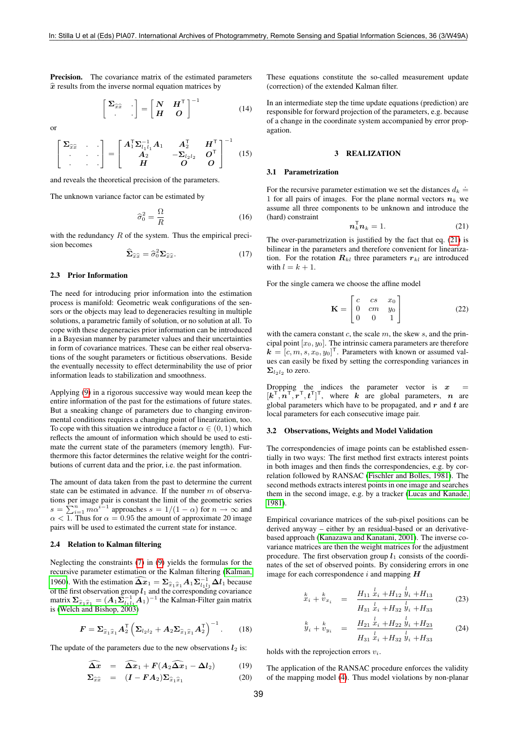**Precision.** The covariance matrix of the estimated parameters $\widehat{x}$ results from the inverse normal equation matrices by

$$
\begin{bmatrix} \boldsymbol{\Sigma}_{\widehat{x}\widehat{x}} & \cdot \\ \cdot & \cdot \end{bmatrix} = \begin{bmatrix} \boldsymbol{N} & \boldsymbol{H}^\mathsf{T} \\ \boldsymbol{H} & \boldsymbol{O} \end{bmatrix}^{-1} \tag{14}
$$

or

$$
\begin{bmatrix} \boldsymbol{\Sigma}_{\widehat{x}\widehat{x}} & \cdot & \cdot \\ \cdot & \cdot & \cdot \\ \cdot & \cdot & \cdot \end{bmatrix} = \begin{bmatrix} \boldsymbol{A}_1^\mathsf{T}\boldsymbol{\Sigma}_{l_1 l_1}^{-1}\boldsymbol{A}_1 & \boldsymbol{A}_2^\mathsf{T} & \boldsymbol{H}^\mathsf{T} \\ \boldsymbol{A}_2 & -\boldsymbol{\Sigma}_{l_2 l_2} & \boldsymbol{O}^\mathsf{T} \\ \boldsymbol{H} & \boldsymbol{O} & \boldsymbol{O} \end{bmatrix}^{-1} \tag{15}
$$

and reveals the theoretical precision of the parameters.

The unknown variance factor can be estimated by

$$
\widehat{\sigma}_0^2 = \frac{\Omega}{R} \tag{16}
$$

with the redundancy $R$ of the system. Thus the empirical precision becomes

$$
\widehat{\boldsymbol{\Sigma}}_{\widehat{x}\widehat{x}} = \widehat{\sigma}_0^2 \boldsymbol{\Sigma}_{\widehat{x}\widehat{x}}. \tag{17}
$$

### 2.3 Prior Information

The need for introducing prior information into the estimation process is manifold: Geometric weak configurations of the sensors or the objects may lead to degeneracies resulting in multiple solutions, a parametric family of solution, or no solution at all. To cope with these degeneracies prior information can be introduced in a Bayesian manner by parameter values and their uncertainties in form of covariance matrices. These can be either real observations of the sought parameters or fictitious observations. Beside the eventually necessity to effect determinability the use of prior information leads to stabilization and smoothness.

Applying (9) in a rigorous successive way would mean keep the entire information of the past for the estimations of future states. But a sneaking change of parameters due to changing environmental conditions requires a changing point of linearization, too. To cope with this situation we introduce a factor $\alpha \in (0, 1)$ which reflects the amount of information which should be used to estimate the current state of the parameters (memory length). Furthermore this factor determines the relative weight for the contributions of current data and the prior, i.e. the past information.

The amount of data taken from the past to determine the current state can be estimated in advance. If the number $m$ of observations per image pair is constant the limit of the geometric series $s = \sum_{i=1}^{n} m\alpha^{i-1}$ approaches $s = 1/(1-\alpha)$ for $n \to \infty$ and $\alpha < 1$. Thus for $\alpha = 0.95$ the amount of approximate 20 image pairs will be used to estimated the current state for instance.

### 2.4 Relation to Kalman filtering

Neglecting the constraints (7) in (9) yields the formulas for the recursive parameter estimation or the Kalman filtering (Kalman, 1960). With the estimation $\widehat{\boldsymbol{\Delta x}}_1 = \boldsymbol{\Sigma}_{\widehat{x}_1\widehat{x}_1}\boldsymbol{A}_1\boldsymbol{\Sigma}_{l_1 l_1}^{-1}\boldsymbol{\Delta l}_1$ because of the first observation group $\boldsymbol{l}_1$ and the corresponding covariance matrix $\boldsymbol{\Sigma}_{\widehat{x}_1\widehat{x}_1} = (\boldsymbol{A}_1\boldsymbol{\Sigma}_{l_1 l_1}^{-1}\boldsymbol{A}_1)^{-1}$ the Kalman-Filter gain matrix is (Welch and Bishop, 2003)

$$
\boldsymbol{F} = \boldsymbol{\Sigma}_{\widehat{x}_1\widehat{x}_1}\boldsymbol{A}_2^\mathsf{T}\left(\boldsymbol{\Sigma}_{l_2 l_2} + \boldsymbol{A}_2\boldsymbol{\Sigma}_{\widehat{x}_1\widehat{x}_1}\boldsymbol{A}_2^\mathsf{T}\right)^{-1}. \tag{18}
$$

The update of the parameters due to the new observations $\boldsymbol{l}_2$ is:

$$
\widehat{\boldsymbol{\Delta x}} = \widehat{\boldsymbol{\Delta x}}_1 + \boldsymbol{F}(\boldsymbol{A}_2\widehat{\boldsymbol{\Delta x}}_1 - \boldsymbol{\Delta l}_2) \tag{19}
$$

$$
\boldsymbol{\Sigma}_{\widehat{x}\widehat{x}} = (\boldsymbol{I} - \boldsymbol{F}\boldsymbol{A}_2)\boldsymbol{\Sigma}_{\widehat{x}_1\widehat{x}_1} \tag{20}
$$

These equations constitute the so-called measurement update (correction) of the extended Kalman filter.

In an intermediate step the time update equations (prediction) are responsible for forward projection of the parameters, e.g. because of a change in the coordinate system accompanied by error propagation.

## 3 REALIZATION

### 3.1 Parametrization

For the recursive parameter estimation we set the distances $d_k \doteq 1$ for all pairs of images. For the plane normal vectors $\boldsymbol{n}_k$ we assume all three components to be unknown and introduce the (hard) constraint

$$
\boldsymbol{n}_k^\mathsf{T}\boldsymbol{n}_k = 1. \tag{21}
$$

The over-parametrization is justified by the fact that eq. (21) is bilinear in the parameters and therefore convenient for linearization. For the rotation $\boldsymbol{R}_{kl}$ three parameters $\boldsymbol{r}_{kl}$ are introduced with $l = k + 1$.

For the single camera we choose the affine model

$$
\mathbf{K} = \begin{bmatrix} c & cs & x_0 \\ 0 & cm & y_0 \\ 0 & 0 & 1 \end{bmatrix} \tag{22}
$$

with the camera constant $c$, the scale $m$, the skew $s$, and the principal point $[x_0, y_0]$. The intrinsic camera parameters are therefore $\boldsymbol{k} = [c, m, s, x_0, y_0]^\mathsf{T}$. Parameters with known or assumed values can easily be fixed by setting the corresponding variances in $\boldsymbol{\Sigma}_{l_2 l_2}$ to zero.

Dropping the indices the parameter vector is $\boldsymbol{x} = [\boldsymbol{k}^\mathsf{T}, \boldsymbol{n}^\mathsf{T}, \boldsymbol{r}^\mathsf{T}, \boldsymbol{t}^\mathsf{T}]^\mathsf{T}$, where $\boldsymbol{k}$ are global parameters, $\boldsymbol{n}$ are global parameters which have to be propagated, and $\boldsymbol{r}$ and $\boldsymbol{t}$ are local parameters for each consecutive image pair.

### 3.2 Observations, Weights and Model Validation

The correspondencies of image points can be established essentially in two ways: The first method first extracts interest points in both images and then finds the correspondencies, e.g. by correlation followed by RANSAC (Fischler and Bolles, 1981). The second methods extracts interest points in one image and searches them in the second image, e.g. by a tracker (Lucas and Kanade, 1981).

Empirical covariance matrices of the sub-pixel positions can be derived anyway – either by an residual-based or an derivative-based approach (Kanazawa and Kanatani, 2001). The inverse covariance matrices are then the weight matrices for the adjustment procedure. The first observation group $\boldsymbol{l}_1$ consists of the coordinates of the set of observed points. By considering errors in one image for each correspondence $i$ and mapping $\boldsymbol{H}$

$$
\overset{k}{x}_i + \overset{k}{v}_{x_i} = \frac{H_{11}\overset{l}{x}_i + H_{12}\overset{l}{y}_i + H_{13}}{H_{31}\overset{l}{x}_i + H_{32}\overset{l}{y}_i + H_{33}} \tag{23}
$$

$$
\overset{k}{y}_i + \overset{k}{v}_{y_i} = \frac{H_{21}\overset{l}{x}_i + H_{22}\overset{l}{y}_i + H_{23}}{H_{31}\overset{l}{x}_i + H_{32}\overset{l}{y}_i + H_{33}} \tag{24}
$$

holds with the reprojection errors $v_i$.

The application of the RANSAC procedure enforces the validity of the mapping model (4). Thus model violations by non-planar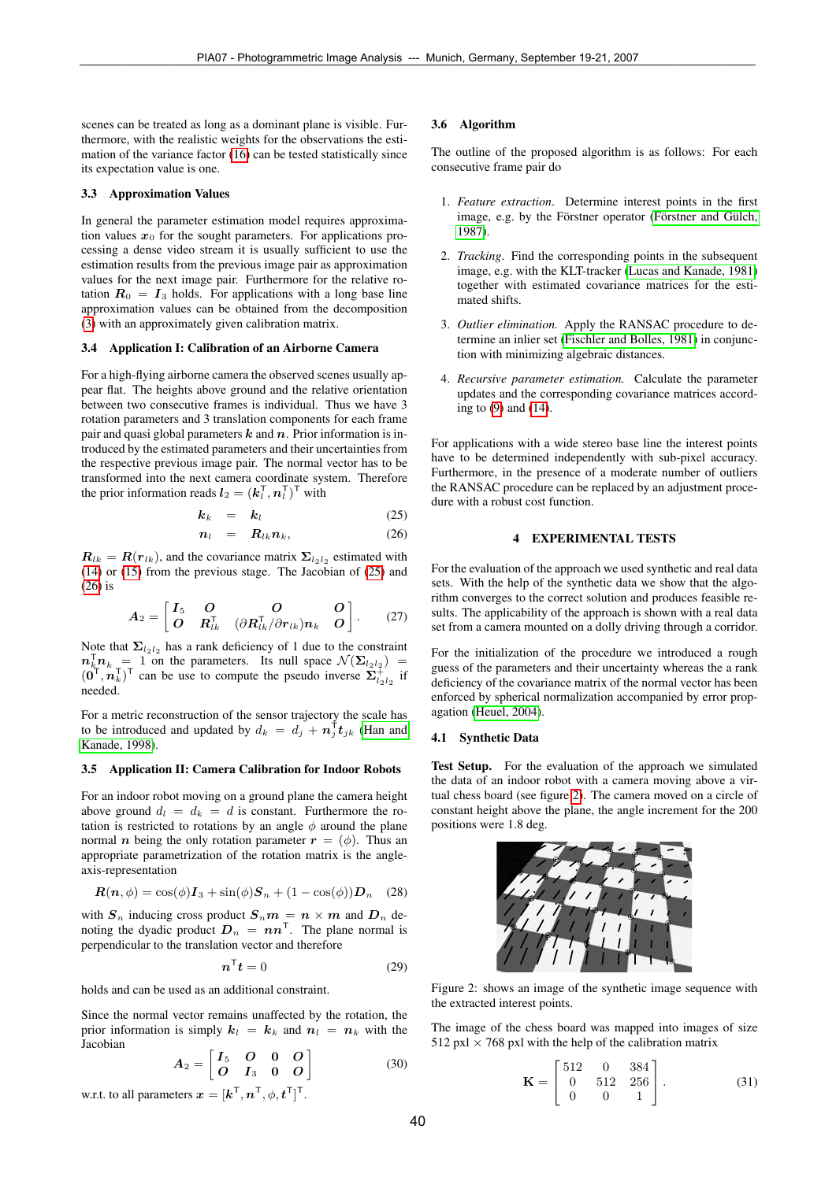scenes can be treated as long as a dominant plane is visible. Furthermore, with the realistic weights for the observations the estimation of the variance factor (16) can be tested statistically since its expectation value is one.

### 3.3 Approximation Values

In general the parameter estimation model requires approximation values $\boldsymbol{x}_0$ for the sought parameters. For applications processing a dense video stream it is usually sufficient to use the estimation results from the previous image pair as approximation values for the next image pair. Furthermore for the relative rotation $\boldsymbol{R}_0 = \boldsymbol{I}_3$ holds. For applications with a long base line approximation values can be obtained from the decomposition (3) with an approximately given calibration matrix.

### 3.4 Application I: Calibration of an Airborne Camera

For a high-flying airborne camera the observed scenes usually appear flat. The heights above ground and the relative orientation between two consecutive frames is individual. Thus we have 3 rotation parameters and 3 translation components for each frame pair and quasi global parameters $\boldsymbol{k}$ and $\boldsymbol{n}$. Prior information is introduced by the estimated parameters and their uncertainties from the respective previous image pair. The normal vector has to be transformed into the next camera coordinate system. Therefore the prior information reads $\boldsymbol{l}_2 = (\boldsymbol{k}_l^\mathsf{T}, \boldsymbol{n}_l^\mathsf{T})^\mathsf{T}$ with

$$\begin{aligned} \boldsymbol{k}_k &= \boldsymbol{k}_l \qquad (25) \\ \boldsymbol{n}_l &= \boldsymbol{R}_{lk}\boldsymbol{n}_k, \qquad (26) \end{aligned}$$

$\boldsymbol{R}_{lk} = \boldsymbol{R}(\boldsymbol{r}_{lk})$, and the covariance matrix $\boldsymbol{\Sigma}_{l_2 l_2}$ estimated with (14) or (15) from the previous stage. The Jacobian of (25) and (26) is

$$\boldsymbol{A}_2 = \begin{bmatrix} \boldsymbol{I}_5 & \boldsymbol{O} & \boldsymbol{O} & \boldsymbol{O} \\ \boldsymbol{O} & \boldsymbol{R}_{lk}^\mathsf{T} & (\partial \boldsymbol{R}_{lk}^\mathsf{T}/\partial \boldsymbol{r}_{lk})\boldsymbol{n}_k & \boldsymbol{O} \end{bmatrix}. \qquad (27)$$

Note that $\boldsymbol{\Sigma}_{l_2 l_2}$ has a rank deficiency of 1 due to the constraint $\boldsymbol{n}_k^\mathsf{T}\boldsymbol{n}_k = 1$ on the parameters. Its null space $\mathcal{N}(\boldsymbol{\Sigma}_{l_2 l_2}) = (\boldsymbol{0}^\mathsf{T}, \boldsymbol{n}_k^\mathsf{T})^\mathsf{T}$ can be use to compute the pseudo inverse $\boldsymbol{\Sigma}_{l_2 l_2}^+$ if needed.

For a metric reconstruction of the sensor trajectory the scale has to be introduced and updated by $d_k = d_j + \boldsymbol{n}_j^\mathsf{T}\boldsymbol{t}_{jk}$ (Han and Kanade, 1998).

### 3.5 Application II: Camera Calibration for Indoor Robots

For an indoor robot moving on a ground plane the camera height above ground $d_l = d_k = d$ is constant. Furthermore the rotation is restricted to rotations by an angle $\phi$ around the plane normal $\boldsymbol{n}$ being the only rotation parameter $\boldsymbol{r} = (\phi)$. Thus an appropriate parametrization of the rotation matrix is the angle-axis-representation

$$\boldsymbol{R}(\boldsymbol{n}, \phi) = \cos(\phi)\boldsymbol{I}_3 + \sin(\phi)\boldsymbol{S}_n + (1 - \cos(\phi))\boldsymbol{D}_n \qquad (28)$$

with $\boldsymbol{S}_n$ inducing cross product $\boldsymbol{S}_n\boldsymbol{m} = \boldsymbol{n} \times \boldsymbol{m}$ and $\boldsymbol{D}_n$ denoting the dyadic product $\boldsymbol{D}_n = \boldsymbol{n}\boldsymbol{n}^\mathsf{T}$. The plane normal is perpendicular to the translation vector and therefore

$$\boldsymbol{n}^\mathsf{T}\boldsymbol{t} = 0 \qquad (29)$$

holds and can be used as an additional constraint.

Since the normal vector remains unaffected by the rotation, the prior information is simply $\boldsymbol{k}_l = \boldsymbol{k}_k$ and $\boldsymbol{n}_l = \boldsymbol{n}_k$ with the Jacobian

$$\boldsymbol{A}_2 = \begin{bmatrix} \boldsymbol{I}_5 & \boldsymbol{O} & \boldsymbol{0} & \boldsymbol{O} \\ \boldsymbol{O} & \boldsymbol{I}_3 & \boldsymbol{0} & \boldsymbol{O} \end{bmatrix} \qquad (30)$$

w.r.t. to all parameters $\boldsymbol{x} = [\boldsymbol{k}^\mathsf{T}, \boldsymbol{n}^\mathsf{T}, \phi, \boldsymbol{t}^\mathsf{T}]^\mathsf{T}$.

### 3.6 Algorithm

The outline of the proposed algorithm is as follows: For each consecutive frame pair do

1. *Feature extraction*. Determine interest points in the first image, e.g. by the Förstner operator (Förstner and Gülch, 1987).
2. *Tracking*. Find the corresponding points in the subsequent image, e.g. with the KLT-tracker (Lucas and Kanade, 1981) together with estimated covariance matrices for the estimated shifts.
3. *Outlier elimination.* Apply the RANSAC procedure to determine an inlier set (Fischler and Bolles, 1981) in conjunction with minimizing algebraic distances.
4. *Recursive parameter estimation.* Calculate the parameter updates and the corresponding covariance matrices according to (9) and (14).

For applications with a wide stereo base line the interest points have to be determined independently with sub-pixel accuracy. Furthermore, in the presence of a moderate number of outliers the RANSAC procedure can be replaced by an adjustment procedure with a robust cost function.

## 4 EXPERIMENTAL TESTS

For the evaluation of the approach we used synthetic and real data sets. With the help of the synthetic data we show that the algorithm converges to the correct solution and produces feasible results. The applicability of the approach is shown with a real data set from a camera mounted on a dolly driving through a corridor.

For the initialization of the procedure we introduced a rough guess of the parameters and their uncertainty whereas the rank deficiency of the covariance matrix of the normal vector has been enforced by spherical normalization accompanied by error propagation (Heuel, 2004).

### 4.1 Synthetic Data

**Test Setup.** For the evaluation of the approach we simulated the data of an indoor robot with a camera moving above a virtual chess board (see figure 2). The camera moved on a circle of constant height above the plane, the angle increment for the 200 positions were 1.8 deg.

Figure 2: shows an image of the synthetic image sequence with the extracted interest points.

The image of the chess board was mapped into images of size 512 pxl × 768 pxl with the help of the calibration matrix

$$\mathbf{K} = \begin{bmatrix} 512 & 0 & 384 \\ 0 & 512 & 256 \\ 0 & 0 & 1 \end{bmatrix}. \qquad (31)$$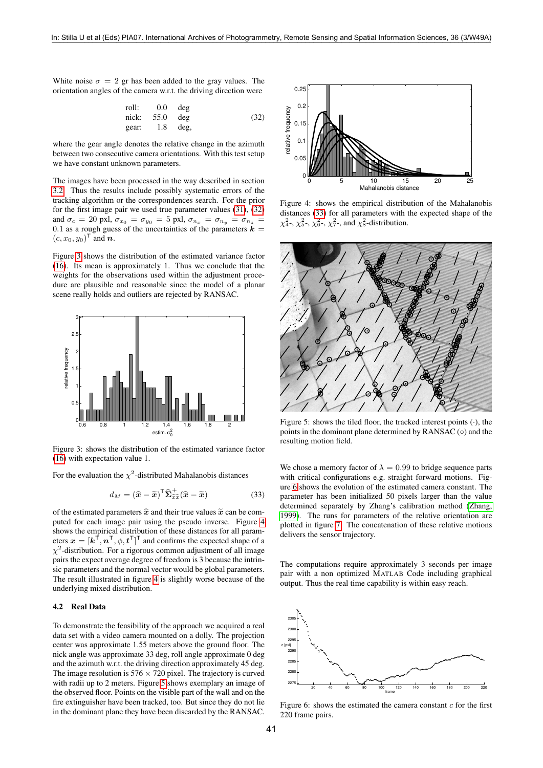White noise $\sigma = 2$ gr has been added to the gray values. The orientation angles of the camera w.r.t. the driving direction were

$$\begin{array}{lrl} \text{roll:} & 0.0 & \text{deg} \\ \text{nick:} & 55.0 & \text{deg} \\ \text{gear:} & 1.8 & \text{deg,} \end{array} \tag{32}$$

where the gear angle denotes the relative change in the azimuth between two consecutive camera orientations. With this test setup we have constant unknown parameters.

The images have been processed in the way described in section 3.2. Thus the results include possibly systematic errors of the tracking algorithm or the correspondences search. For the prior for the first image pair we used true parameter values (31), (32) and $\sigma_c = 20$ pxl, $\sigma_{x_0} = \sigma_{y_0} = 5$ pxl, $\sigma_{n_x} = \sigma_{n_y} = \sigma_{n_z} = 0.1$ as a rough guess of the uncertainties of the parameters $\boldsymbol{k} = (c, x_0, y_0)^\mathsf{T}$ and $\boldsymbol{n}$.

Figure 3 shows the distribution of the estimated variance factor (16). Its mean is approximately 1. Thus we conclude that the weights for the observations used within the adjustment procedure are plausible and reasonable since the model of a planar scene really holds and outliers are rejected by RANSAC.

Figure 3: shows the distribution of the estimated variance factor (16) with expectation value 1.

For the evaluation the $\chi^2$-distributed Mahalanobis distances

$$d_M = (\widehat{\boldsymbol{x}} - \widetilde{\boldsymbol{x}})^\mathsf{T} \widehat{\boldsymbol{\Sigma}}^+_{\widehat{x}\widehat{x}} (\widehat{\boldsymbol{x}} - \widetilde{\boldsymbol{x}}) \tag{33}$$

of the estimated parameters $\widehat{\boldsymbol{x}}$ and their true values $\widetilde{\boldsymbol{x}}$ can be computed for each image pair using the pseudo inverse. Figure 4 shows the empirical distribution of these distances for all parameters $\boldsymbol{x} = [\boldsymbol{k}^\mathsf{T}, \boldsymbol{n}^\mathsf{T}, \phi, \boldsymbol{t}^\mathsf{T}]^\mathsf{T}$ and confirms the expected shape of a $\chi^2$-distribution. For a rigorous common adjustment of all image pairs the expect average degree of freedom is 3 because the intrinsic parameters and the normal vector would be global parameters. The result illustrated in figure 4 is slightly worse because of the underlying mixed distribution.

### 4.2 Real Data

To demonstrate the feasibility of the approach we acquired a real data set with a video camera mounted on a dolly. The projection center was approximate 1.55 meters above the ground floor. The nick angle was approximate 33 deg, roll angle approximate 0 deg and the azimuth w.r.t. the driving direction approximately 45 deg. The image resolution is $576 \times 720$ pixel. The trajectory is curved with radii up to 2 meters. Figure 5 shows exemplary an image of the observed floor. Points on the visible part of the wall and on the fire extinguisher have been tracked, too. But since they do not lie in the dominant plane they have been discarded by the RANSAC.

Figure 4: shows the empirical distribution of the Mahalanobis distances (33) for all parameters with the expected shape of the $\chi^2_4$-, $\chi^2_5$-, $\chi^2_6$-, $\chi^2_7$-, and $\chi^2_8$-distribution.

Figure 5: shows the tiled floor, the tracked interest points ($\cdot$), the points in the dominant plane determined by RANSAC ($\circ$) and the resulting motion field.

We chose a memory factor of $\lambda = 0.99$ to bridge sequence parts with critical configurations e.g. straight forward motions. Figure 6 shows the evolution of the estimated camera constant. The parameter has been initialized 50 pixels larger than the value determined separately by Zhang's calibration method (Zhang, 1999). The runs for parameters of the relative orientation are plotted in figure 7. The concatenation of these relative motions delivers the sensor trajectory.

The computations require approximately 3 seconds per image pair with a non optimized MATLAB Code including graphical output. Thus the real time capability is within easy reach.

Figure 6: shows the estimated the camera constant $c$ for the first 220 frame pairs.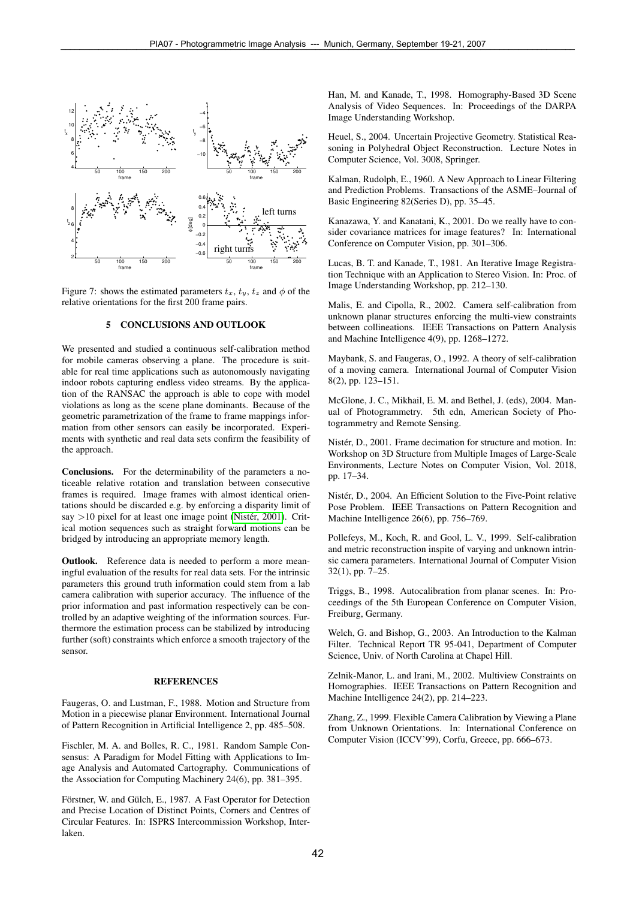12
10
$t_x$
8
6
4
50 100 150 200
frame

−4
−6
$t_y$
−8
−10
50 100 150 200
frame

8
$t_z$ 6
4
2
50 100 150 200
frame

0.6
0.4
0.2
φ [deg] 0
−0.2
−0.4
−0.6
left turns
right turns
50 100 150 200
frame

Figure 7: shows the estimated parameters $t_x$, $t_y$, $t_z$ and $\phi$ of the relative orientations for the first 200 frame pairs.

## 5 CONCLUSIONS AND OUTLOOK

We presented and studied a continuous self-calibration method for mobile cameras observing a plane. The procedure is suitable for real time applications such as autonomously navigating indoor robots capturing endless video streams. By the application of the RANSAC the approach is able to cope with model violations as long as the scene plane dominants. Because of the geometric parametrization of the frame to frame mappings information from other sensors can easily be incorporated. Experiments with synthetic and real data sets confirm the feasibility of the approach.

**Conclusions.** For the determinability of the parameters a noticeable relative rotation and translation between consecutive frames is required. Image frames with almost identical orientations should be discarded e.g. by enforcing a disparity limit of say $>10$ pixel for at least one image point (Nistér, 2001). Critical motion sequences such as straight forward motions can be bridged by introducing an appropriate memory length.

**Outlook.** Reference data is needed to perform a more meaningful evaluation of the results for real data sets. For the intrinsic parameters this ground truth information could stem from a lab camera calibration with superior accuracy. The influence of the prior information and past information respectively can be controlled by an adaptive weighting of the information sources. Furthermore the estimation process can be stabilized by introducing further (soft) constraints which enforce a smooth trajectory of the sensor.

## REFERENCES

Faugeras, O. and Lustman, F., 1988. Motion and Structure from Motion in a piecewise planar Environment. International Journal of Pattern Recognition in Artificial Intelligence 2, pp. 485–508.

Fischler, M. A. and Bolles, R. C., 1981. Random Sample Consensus: A Paradigm for Model Fitting with Applications to Image Analysis and Automated Cartography. Communications of the Association for Computing Machinery 24(6), pp. 381–395.

Förstner, W. and Gülch, E., 1987. A Fast Operator for Detection and Precise Location of Distinct Points, Corners and Centres of Circular Features. In: ISPRS Intercommission Workshop, Interlaken.

Han, M. and Kanade, T., 1998. Homography-Based 3D Scene Analysis of Video Sequences. In: Proceedings of the DARPA Image Understanding Workshop.

Heuel, S., 2004. Uncertain Projective Geometry. Statistical Reasoning in Polyhedral Object Reconstruction. Lecture Notes in Computer Science, Vol. 3008, Springer.

Kalman, Rudolph, E., 1960. A New Approach to Linear Filtering and Prediction Problems. Transactions of the ASME–Journal of Basic Engineering 82(Series D), pp. 35–45.

Kanazawa, Y. and Kanatani, K., 2001. Do we really have to consider covariance matrices for image features? In: International Conference on Computer Vision, pp. 301–306.

Lucas, B. T. and Kanade, T., 1981. An Iterative Image Registration Technique with an Application to Stereo Vision. In: Proc. of Image Understanding Workshop, pp. 212–130.

Malis, E. and Cipolla, R., 2002. Camera self-calibration from unknown planar structures enforcing the multi-view constraints between collineations. IEEE Transactions on Pattern Analysis and Machine Intelligence 4(9), pp. 1268–1272.

Maybank, S. and Faugeras, O., 1992. A theory of self-calibration of a moving camera. International Journal of Computer Vision 8(2), pp. 123–151.

McGlone, J. C., Mikhail, E. M. and Bethel, J. (eds), 2004. Manual of Photogrammetry. 5th edn, American Society of Photogrammetry and Remote Sensing.

Nistér, D., 2001. Frame decimation for structure and motion. In: Workshop on 3D Structure from Multiple Images of Large-Scale Environments, Lecture Notes on Computer Vision, Vol. 2018, pp. 17–34.

Nistér, D., 2004. An Efficient Solution to the Five-Point relative Pose Problem. IEEE Transactions on Pattern Recognition and Machine Intelligence 26(6), pp. 756–769.

Pollefeys, M., Koch, R. and Gool, L. V., 1999. Self-calibration and metric reconstruction inspite of varying and unknown intrinsic camera parameters. International Journal of Computer Vision 32(1), pp. 7–25.

Triggs, B., 1998. Autocalibration from planar scenes. In: Proceedings of the 5th European Conference on Computer Vision, Freiburg, Germany.

Welch, G. and Bishop, G., 2003. An Introduction to the Kalman Filter. Technical Report TR 95-041, Department of Computer Science, Univ. of North Carolina at Chapel Hill.

Zelnik-Manor, L. and Irani, M., 2002. Multiview Constraints on Homographies. IEEE Transactions on Pattern Recognition and Machine Intelligence 24(2), pp. 214–223.

Zhang, Z., 1999. Flexible Camera Calibration by Viewing a Plane from Unknown Orientations. In: International Conference on Computer Vision (ICCV'99), Corfu, Greece, pp. 666–673.